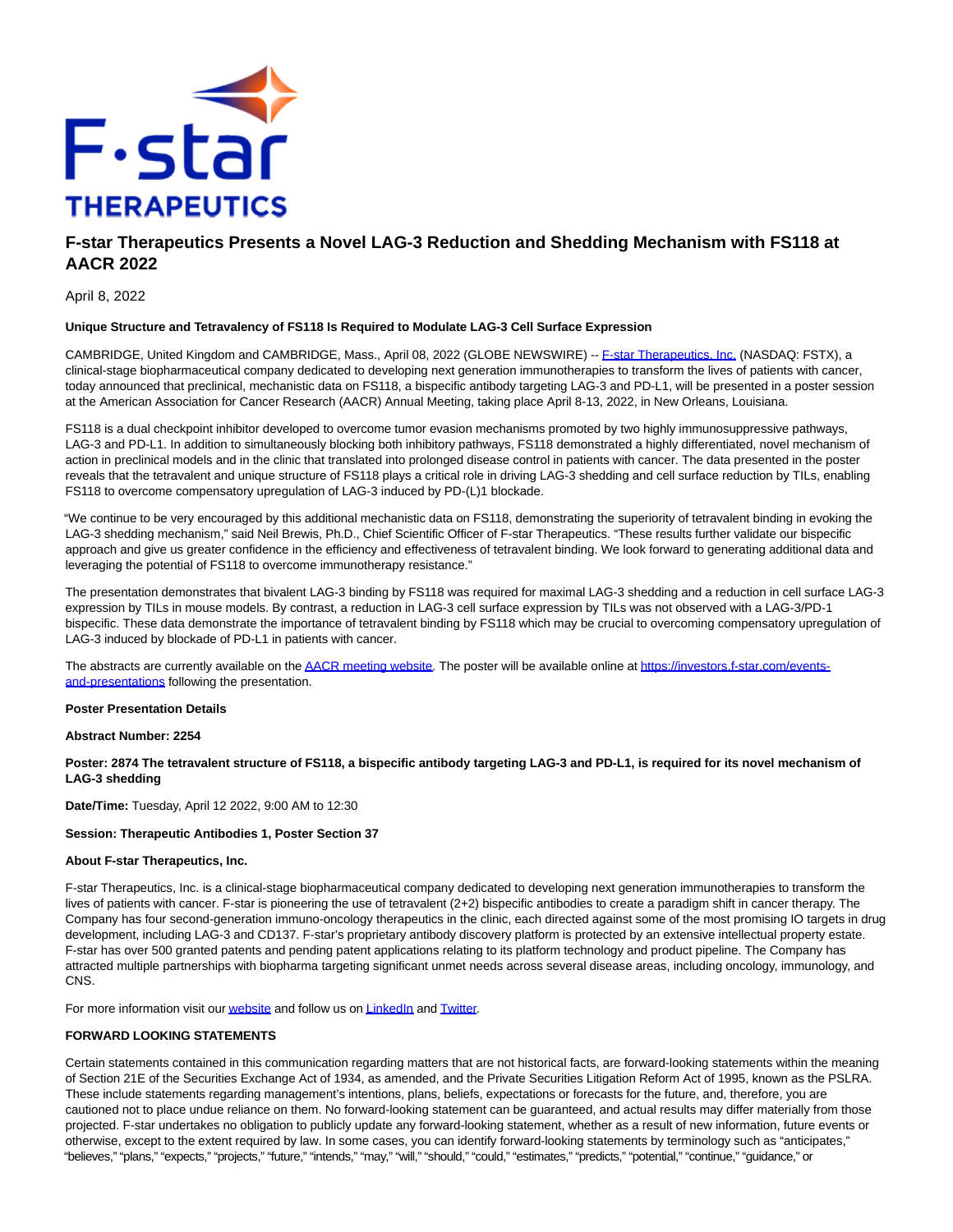# F-star Therapeutics Presents a Novel LAG-3 Reduction and Shedding Mechanism with FS118 at AACR 2022

April 8, 2022

**Unique Structure and Tetravalency of FS118 Is Required to Modulate LAG-3 Cell Surface Expression**

CAMBRIDGE, United Kingdom and CAMBRIDGE, Mass., April 08, 2022 (GLOBE NEWSWIRE) -- F-star Therapeutics, Inc. (NASDAQ: FSTX), a clinical-stage biopharmaceutical company dedicated to developing next generation immunotherapies to transform the lives of patients with cancer, today announced that preclinical, mechanistic data on FS118, a bispecific antibody targeting LAG-3 and PD-L1, will be presented in a poster session at the American Association for Cancer Research (AACR) Annual Meeting, taking place April 8-13, 2022, in New Orleans, Louisiana.

FS118 is a dual checkpoint inhibitor developed to overcome tumor evasion mechanisms promoted by two highly immunosuppressive pathways, LAG-3 and PD-L1. In addition to simultaneously blocking both inhibitory pathways, FS118 demonstrated a highly differentiated, novel mechanism of action in preclinical models and in the clinic that translated into prolonged disease control in patients with cancer. The data presented in the poster reveals that the tetravalent and unique structure of FS118 plays a critical role in driving LAG-3 shedding and cell surface reduction by TILs, enabling FS118 to overcome compensatory upregulation of LAG-3 induced by PD-(L)1 blockade.

"We continue to be very encouraged by this additional mechanistic data on FS118, demonstrating the superiority of tetravalent binding in evoking the LAG-3 shedding mechanism," said Neil Brewis, Ph.D., Chief Scientific Officer of F-star Therapeutics. "These results further validate our bispecific approach and give us greater confidence in the efficiency and effectiveness of tetravalent binding. We look forward to generating additional data and leveraging the potential of FS118 to overcome immunotherapy resistance."

The presentation demonstrates that bivalent LAG-3 binding by FS118 was required for maximal LAG-3 shedding and a reduction in cell surface LAG-3 expression by TILs in mouse models. By contrast, a reduction in LAG-3 cell surface expression by TILs was not observed with a LAG-3/PD-1 bispecific. These data demonstrate the importance of tetravalent binding by FS118 which may be crucial to overcoming compensatory upregulation of LAG-3 induced by blockade of PD-L1 in patients with cancer.

The abstracts are currently available on the AACR meeting website. The poster will be available online at https://investors.f-star.com/events-and-presentations following the presentation.

**Poster Presentation Details**

**Abstract Number: 2254**

**Poster: 2874 The tetravalent structure of FS118, a bispecific antibody targeting LAG-3 and PD-L1, is required for its novel mechanism of LAG-3 shedding**

**Date/Time:** Tuesday, April 12 2022, 9:00 AM to 12:30

**Session: Therapeutic Antibodies 1, Poster Section 37**

**About F-star Therapeutics, Inc.**

F-star Therapeutics, Inc. is a clinical-stage biopharmaceutical company dedicated to developing next generation immunotherapies to transform the lives of patients with cancer. F-star is pioneering the use of tetravalent (2+2) bispecific antibodies to create a paradigm shift in cancer therapy. The Company has four second-generation immuno-oncology therapeutics in the clinic, each directed against some of the most promising IO targets in drug development, including LAG-3 and CD137. F-star's proprietary antibody discovery platform is protected by an extensive intellectual property estate. F-star has over 500 granted patents and pending patent applications relating to its platform technology and product pipeline. The Company has attracted multiple partnerships with biopharma targeting significant unmet needs across several disease areas, including oncology, immunology, and CNS.

For more information visit our website and follow us on LinkedIn and Twitter.

**FORWARD LOOKING STATEMENTS**

Certain statements contained in this communication regarding matters that are not historical facts, are forward-looking statements within the meaning of Section 21E of the Securities Exchange Act of 1934, as amended, and the Private Securities Litigation Reform Act of 1995, known as the PSLRA. These include statements regarding management's intentions, plans, beliefs, expectations or forecasts for the future, and, therefore, you are cautioned not to place undue reliance on them. No forward-looking statement can be guaranteed, and actual results may differ materially from those projected. F-star undertakes no obligation to publicly update any forward-looking statement, whether as a result of new information, future events or otherwise, except to the extent required by law. In some cases, you can identify forward-looking statements by terminology such as "anticipates," "believes," "plans," "expects," "projects," "future," "intends," "may," "will," "should," "could," "estimates," "predicts," "potential," "continue," "guidance," or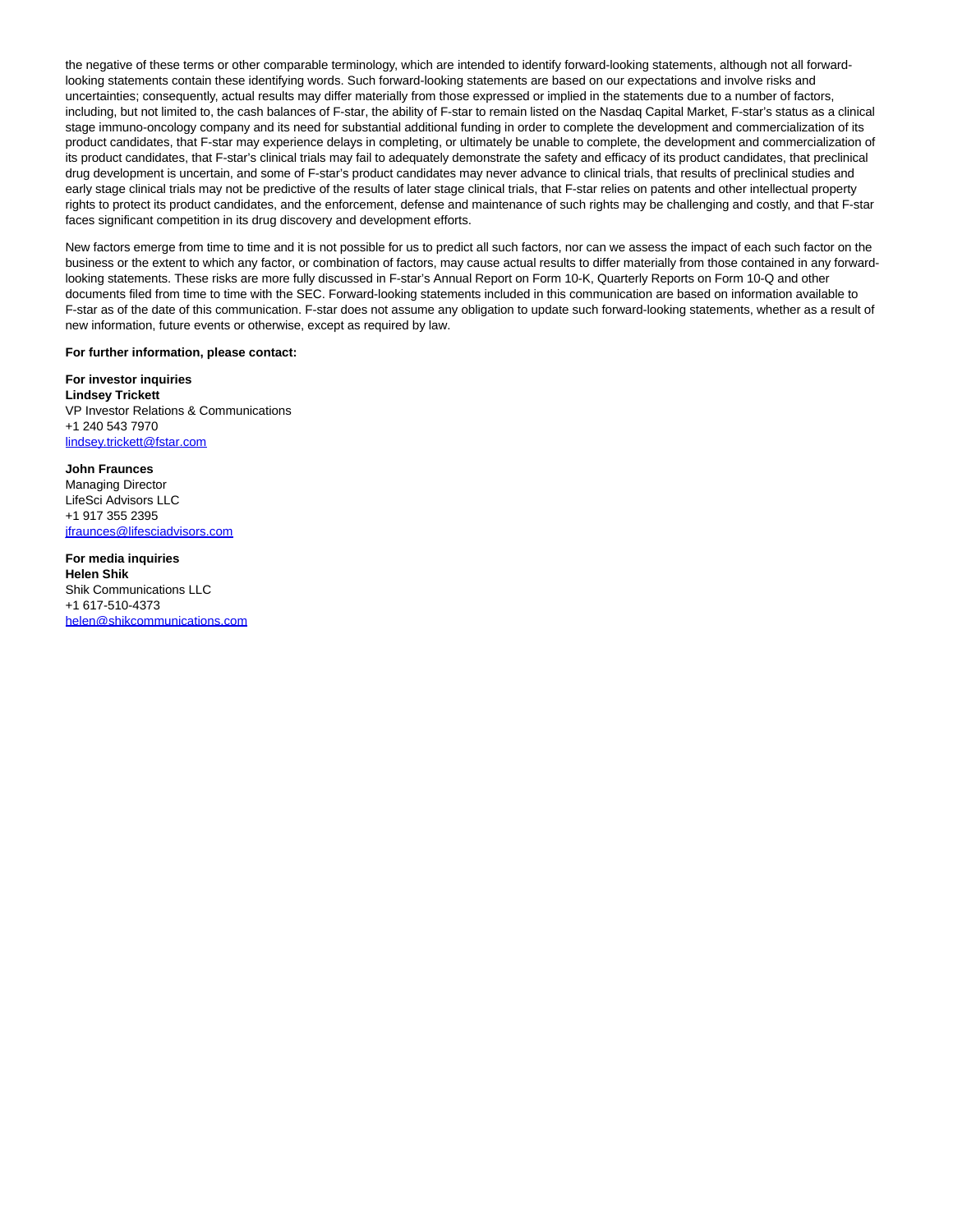the negative of these terms or other comparable terminology, which are intended to identify forward-looking statements, although not all forward-looking statements contain these identifying words. Such forward-looking statements are based on our expectations and involve risks and uncertainties; consequently, actual results may differ materially from those expressed or implied in the statements due to a number of factors, including, but not limited to, the cash balances of F-star, the ability of F-star to remain listed on the Nasdaq Capital Market, F-star's status as a clinical stage immuno-oncology company and its need for substantial additional funding in order to complete the development and commercialization of its product candidates, that F-star may experience delays in completing, or ultimately be unable to complete, the development and commercialization of its product candidates, that F-star's clinical trials may fail to adequately demonstrate the safety and efficacy of its product candidates, that preclinical drug development is uncertain, and some of F-star's product candidates may never advance to clinical trials, that results of preclinical studies and early stage clinical trials may not be predictive of the results of later stage clinical trials, that F-star relies on patents and other intellectual property rights to protect its product candidates, and the enforcement, defense and maintenance of such rights may be challenging and costly, and that F-star faces significant competition in its drug discovery and development efforts.

New factors emerge from time to time and it is not possible for us to predict all such factors, nor can we assess the impact of each such factor on the business or the extent to which any factor, or combination of factors, may cause actual results to differ materially from those contained in any forward-looking statements. These risks are more fully discussed in F-star's Annual Report on Form 10-K, Quarterly Reports on Form 10-Q and other documents filed from time to time with the SEC. Forward-looking statements included in this communication are based on information available to F-star as of the date of this communication. F-star does not assume any obligation to update such forward-looking statements, whether as a result of new information, future events or otherwise, except as required by law.

**For further information, please contact:**

**For investor inquiries**
**Lindsey Trickett**
VP Investor Relations & Communications
+1 240 543 7970
lindsey.trickett@fstar.com

**John Fraunces**
Managing Director
LifeSci Advisors LLC
+1 917 355 2395
jfraunces@lifesciadvisors.com

**For media inquiries**
**Helen Shik**
Shik Communications LLC
+1 617-510-4373
helen@shikcommunications.com